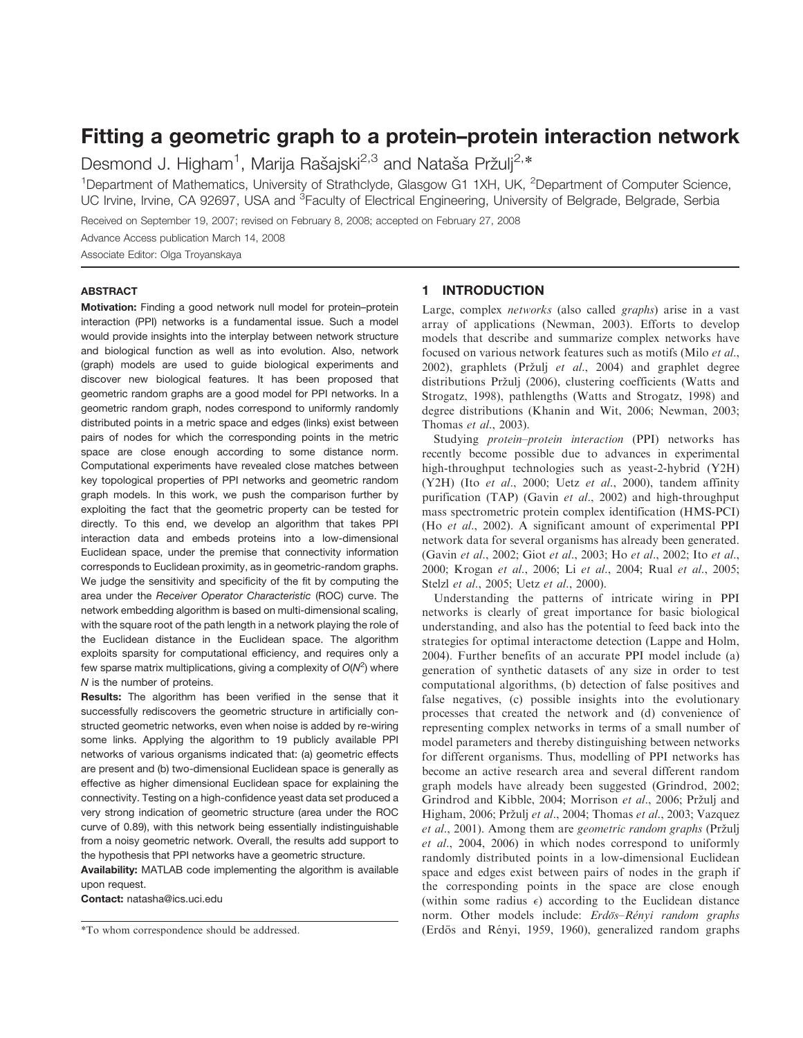# Fitting a geometric graph to a protein–protein interaction network

Desmond J. Higham[1], Marija Rašajski[2,3] and Nataša Pržulj[2,*]

[1]Department of Mathematics, University of Strathclyde, Glasgow G1 1XH, UK, [2]Department of Computer Science, UC Irvine, Irvine, CA 92697, USA and [3]Faculty of Electrical Engineering, University of Belgrade, Belgrade, Serbia

Received on September 19, 2007; revised on February 8, 2008; accepted on February 27, 2008

Advance Access publication March 14, 2008

Associate Editor: Olga Troyanskaya

## ABSTRACT

**Motivation:** Finding a good network null model for protein–protein interaction (PPI) networks is a fundamental issue. Such a model would provide insights into the interplay between network structure and biological function as well as into evolution. Also, network (graph) models are used to guide biological experiments and discover new biological features. It has been proposed that geometric random graphs are a good model for PPI networks. In a geometric random graph, nodes correspond to uniformly randomly distributed points in a metric space and edges (links) exist between pairs of nodes for which the corresponding points in the metric space are close enough according to some distance norm. Computational experiments have revealed close matches between key topological properties of PPI networks and geometric random graph models. In this work, we push the comparison further by exploiting the fact that the geometric property can be tested for directly. To this end, we develop an algorithm that takes PPI interaction data and embeds proteins into a low-dimensional Euclidean space, under the premise that connectivity information corresponds to Euclidean proximity, as in geometric-random graphs. We judge the sensitivity and specificity of the fit by computing the area under the *Receiver Operator Characteristic* (ROC) curve. The network embedding algorithm is based on multi-dimensional scaling, with the square root of the path length in a network playing the role of the Euclidean distance in the Euclidean space. The algorithm exploits sparsity for computational efficiency, and requires only a few sparse matrix multiplications, giving a complexity of $O(N^2)$ where $N$ is the number of proteins.

**Results:** The algorithm has been verified in the sense that it successfully rediscovers the geometric structure in artificially constructed geometric networks, even when noise is added by re-wiring some links. Applying the algorithm to 19 publicly available PPI networks of various organisms indicated that: (a) geometric effects are present and (b) two-dimensional Euclidean space is generally as effective as higher dimensional Euclidean space for explaining the connectivity. Testing on a high-confidence yeast data set produced a very strong indication of geometric structure (area under the ROC curve of 0.89), with this network being essentially indistinguishable from a noisy geometric network. Overall, the results add support to the hypothesis that PPI networks have a geometric structure.

**Availability:** MATLAB code implementing the algorithm is available upon request.

**Contact:** natasha@ics.uci.edu

*To whom correspondence should be addressed.

## 1 INTRODUCTION

Large, complex *networks* (also called *graphs*) arise in a vast array of applications (Newman, 2003). Efforts to develop models that describe and summarize complex networks have focused on various network features such as motifs (Milo *et al.*, 2002), graphlets (Pržulj *et al.*, 2004) and graphlet degree distributions Pržulj (2006), clustering coefficients (Watts and Strogatz, 1998), pathlengths (Watts and Strogatz, 1998) and degree distributions (Khanin and Wit, 2006; Newman, 2003; Thomas *et al.*, 2003).

Studying *protein–protein interaction* (PPI) networks has recently become possible due to advances in experimental high-throughput technologies such as yeast-2-hybrid (Y2H) (Y2H) (Ito *et al.*, 2000; Uetz *et al.*, 2000), tandem affinity purification (TAP) (Gavin *et al.*, 2002) and high-throughput mass spectrometric protein complex identification (HMS-PCI) (Ho *et al.*, 2002). A significant amount of experimental PPI network data for several organisms has already been generated. (Gavin *et al.*, 2002; Giot *et al.*, 2003; Ho *et al.*, 2002; Ito *et al.*, 2000; Krogan *et al.*, 2006; Li *et al.*, 2004; Rual *et al.*, 2005; Stelzl *et al.*, 2005; Uetz *et al.*, 2000).

Understanding the patterns of intricate wiring in PPI networks is clearly of great importance for basic biological understanding, and also has the potential to feed back into the strategies for optimal interactome detection (Lappe and Holm, 2004). Further benefits of an accurate PPI model include (a) generation of synthetic datasets of any size in order to test computational algorithms, (b) detection of false positives and false negatives, (c) possible insights into the evolutionary processes that created the network and (d) convenience of representing complex networks in terms of a small number of model parameters and thereby distinguishing between networks for different organisms. Thus, modelling of PPI networks has become an active research area and several different random graph models have already been suggested (Grindrod, 2002; Grindrod and Kibble, 2004; Morrison *et al.*, 2006; Pržulj and Higham, 2006; Pržulj *et al.*, 2004; Thomas *et al.*, 2003; Vazquez *et al.*, 2001). Among them are *geometric random graphs* (Pržulj *et al.*, 2004, 2006) in which nodes correspond to uniformly randomly distributed points in a low-dimensional Euclidean space and edges exist between pairs of nodes in the graph if the corresponding points in the space are close enough (within some radius $\epsilon$) according to the Euclidean distance norm. Other models include: *Erdös–Rényi random graphs* (Erdös and Rényi, 1959, 1960), generalized random graphs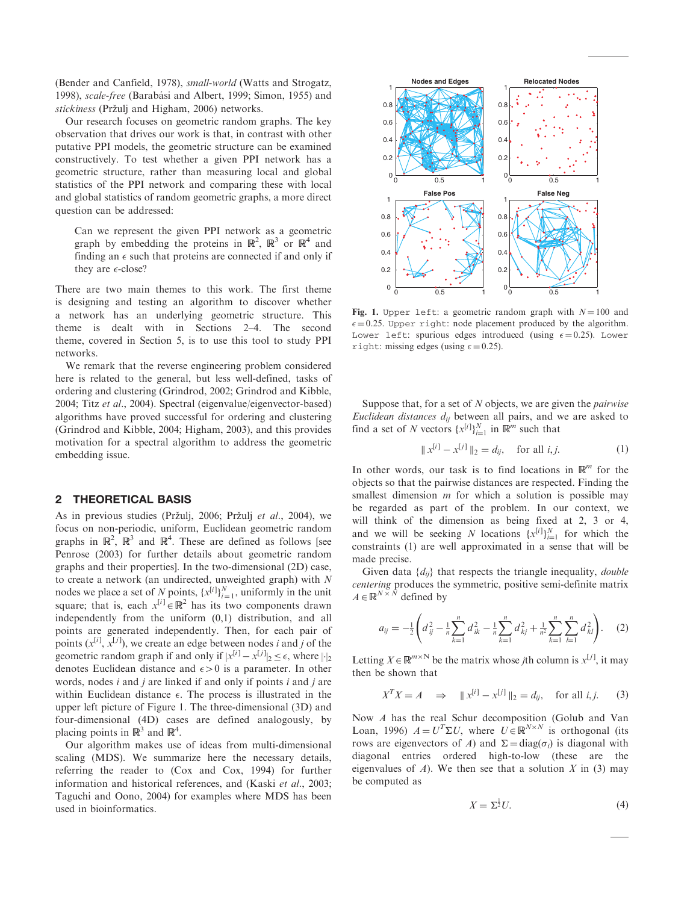(Bender and Canfield, 1978), *small-world* (Watts and Strogatz, 1998), *scale-free* (Barabási and Albert, 1999; Simon, 1955) and *stickiness* (Pržulj and Higham, 2006) networks.

Our research focuses on geometric random graphs. The key observation that drives our work is that, in contrast with other putative PPI models, the geometric structure can be examined constructively. To test whether a given PPI network has a geometric structure, rather than measuring local and global statistics of the PPI network and comparing these with local and global statistics of random geometric graphs, a more direct question can be addressed:

> Can we represent the given PPI network as a geometric graph by embedding the proteins in $\mathbb{R}^2$, $\mathbb{R}^3$ or $\mathbb{R}^4$ and finding an $\epsilon$ such that proteins are connected if and only if they are $\epsilon$-close?

There are two main themes to this work. The first theme is designing and testing an algorithm to discover whether a network has an underlying geometric structure. This theme is dealt with in Sections 2–4. The second theme, covered in Section 5, is to use this tool to study PPI networks.

We remark that the reverse engineering problem considered here is related to the general, but less well-defined, tasks of ordering and clustering (Grindrod, 2002; Grindrod and Kibble, 2004; Titz *et al*., 2004). Spectral (eigenvalue/eigenvector-based) algorithms have proved successful for ordering and clustering (Grindrod and Kibble, 2004; Higham, 2003), and this provides motivation for a spectral algorithm to address the geometric embedding issue.

## 2 THEORETICAL BASIS

As in previous studies (Pržulj, 2006; Pržulj *et al*., 2004), we focus on non-periodic, uniform, Euclidean geometric random graphs in $\mathbb{R}^2$, $\mathbb{R}^3$ and $\mathbb{R}^4$. These are defined as follows [see Penrose (2003) for further details about geometric random graphs and their properties]. In the two-dimensional (2D) case, to create a network (an undirected, unweighted graph) with $N$ nodes we place a set of $N$ points, $\{x^{[i]}\}_{i=1}^N$, uniformly in the unit square; that is, each $x^{[i]} \in \mathbb{R}^2$ has its two components drawn independently from the uniform (0,1) distribution, and all points are generated independently. Then, for each pair of points $(x^{[i]}, x^{[j]})$, we create an edge between nodes $i$ and $j$ of the geometric random graph if and only if $|x^{[i]} - x^{[j]}|_2 \leq \epsilon$, where $|\cdot|_2$ denotes Euclidean distance and $\epsilon > 0$ is a parameter. In other words, nodes $i$ and $j$ are linked if and only if points $i$ and $j$ are within Euclidean distance $\epsilon$. The process is illustrated in the upper left picture of Figure 1. The three-dimensional (3D) and four-dimensional (4D) cases are defined analogously, by placing points in $\mathbb{R}^3$ and $\mathbb{R}^4$.

Our algorithm makes use of ideas from multi-dimensional scaling (MDS). We summarize here the necessary details, referring the reader to (Cox and Cox, 1994) for further information and historical references, and (Kaski *et al*., 2003; Taguchi and Oono, 2004) for examples where MDS has been used in bioinformatics.

**Fig. 1.** Upper left: a geometric random graph with $N = 100$ and $\epsilon = 0.25$. Upper right: node placement produced by the algorithm. Lower left: spurious edges introduced (using $\epsilon = 0.25$). Lower right: missing edges (using $\varepsilon = 0.25$).

Suppose that, for a set of $N$ objects, we are given the *pairwise Euclidean distances* $d_{ij}$ between all pairs, and we are asked to find a set of $N$ vectors $\{x^{[i]}\}_{i=1}^N$ in $\mathbb{R}^m$ such that

$$\| x^{[i]} - x^{[j]} \|_2 = d_{ij}, \quad \text{for all } i, j. \tag{1}$$

In other words, our task is to find locations in $\mathbb{R}^m$ for the objects so that the pairwise distances are respected. Finding the smallest dimension $m$ for which a solution is possible may be regarded as part of the problem. In our context, we will think of the dimension as being fixed at 2, 3 or 4, and we will be seeking $N$ locations $\{x^{[i]}\}_{i=1}^N$ for which the constraints (1) are well approximated in a sense that will be made precise.

Given data $\{d_{ij}\}$ that respects the triangle inequality, *double centering* produces the symmetric, positive semi-definite matrix $A \in \mathbb{R}^{N \times N}$ defined by

$$a_{ij} = -\frac{1}{2}\left( d_{ij}^2 - \frac{1}{n}\sum_{k=1}^{n} d_{ik}^2 - \frac{1}{n}\sum_{k=1}^{n} d_{kj}^2 + \frac{1}{n^2}\sum_{k=1}^{n}\sum_{l=1}^{n} d_{kl}^2 \right). \tag{2}$$

Letting $X \in \mathbb{R}^{m \times N}$ be the matrix whose $j$th column is $x^{[j]}$, it may then be shown that

$$X^T X = A \quad \Rightarrow \quad \| x^{[i]} - x^{[j]} \|_2 = d_{ij}, \quad \text{for all } i, j. \tag{3}$$

Now $A$ has the real Schur decomposition (Golub and Van Loan, 1996) $A = U^T \Sigma U$, where $U \in \mathbb{R}^{N \times N}$ is orthogonal (its rows are eigenvectors of $A$) and $\Sigma = \text{diag}(\sigma_i)$ is diagonal with diagonal entries ordered high-to-low (these are the eigenvalues of $A$). We then see that a solution $X$ in (3) may be computed as

$$X = \Sigma^{\frac{1}{2}} U. \tag{4}$$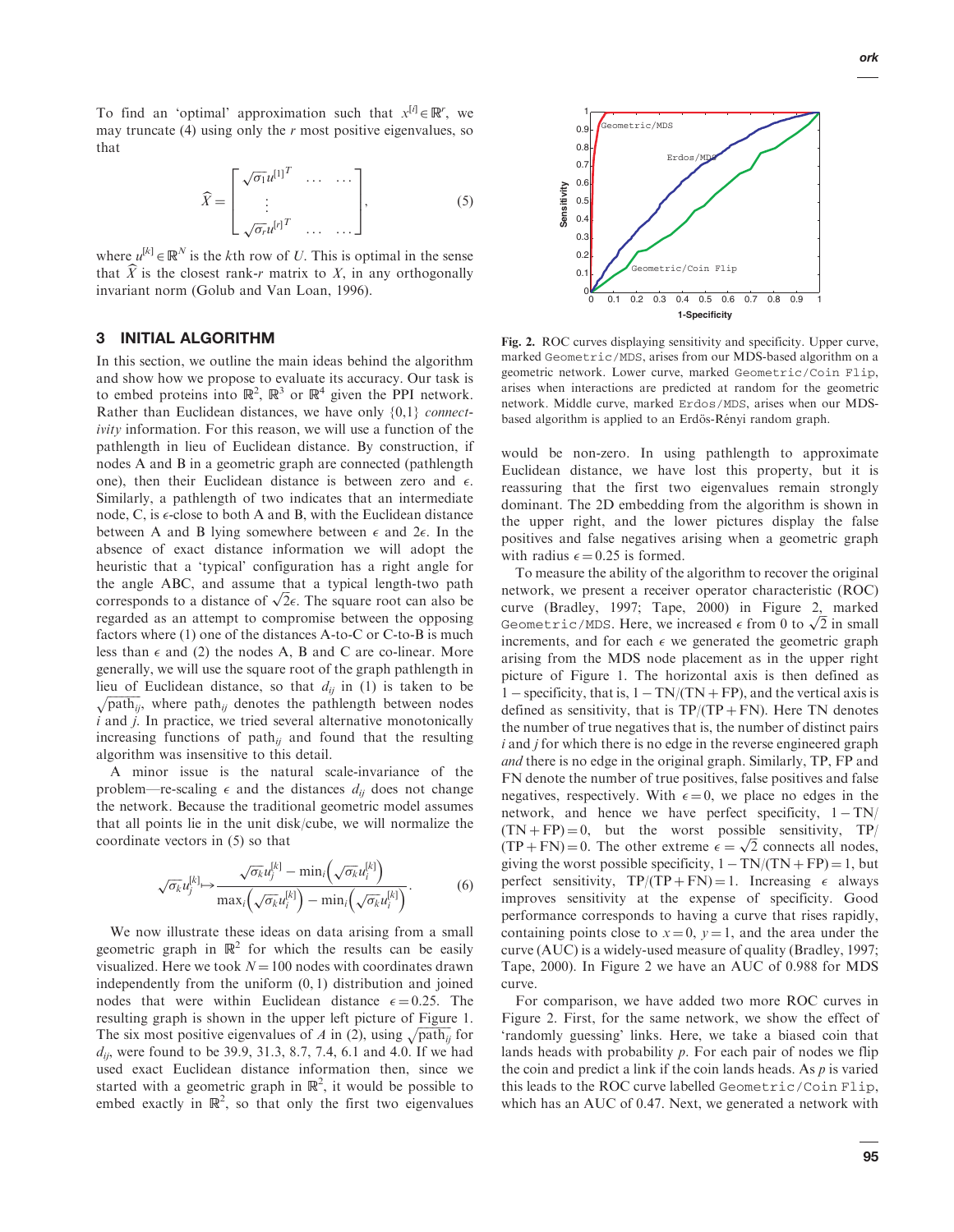To find an 'optimal' approximation such that $x^{[i]} \in \mathbb{R}^r$, we may truncate (4) using only the $r$ most positive eigenvalues, so that

$$\widehat{X} = \begin{bmatrix} \sqrt{\sigma_1} u^{[1]^T} & \dots & \dots \\ \vdots & & \\ \sqrt{\sigma_r} u^{[r]^T} & \dots & \dots \end{bmatrix}, \tag{5}$$

where $u^{[k]} \in \mathbb{R}^N$ is the $k$th row of $U$. This is optimal in the sense that $\widehat{X}$ is the closest rank-$r$ matrix to $X$, in any orthogonally invariant norm (Golub and Van Loan, 1996).

## 3 INITIAL ALGORITHM

In this section, we outline the main ideas behind the algorithm and show how we propose to evaluate its accuracy. Our task is to embed proteins into $\mathbb{R}^2$, $\mathbb{R}^3$ or $\mathbb{R}^4$ given the PPI network. Rather than Euclidean distances, we have only $\{0,1\}$ *connectivity* information. For this reason, we will use a function of the pathlength in lieu of Euclidean distance. By construction, if nodes A and B in a geometric graph are connected (pathlength one), then their Euclidean distance is between zero and $\epsilon$. Similarly, a pathlength of two indicates that an intermediate node, C, is $\epsilon$-close to both A and B, with the Euclidean distance between A and B lying somewhere between $\epsilon$ and $2\epsilon$. In the absence of exact distance information we will adopt the heuristic that a 'typical' configuration has a right angle for the angle ABC, and assume that a typical length-two path corresponds to a distance of $\sqrt{2}\epsilon$. The square root can also be regarded as an attempt to compromise between the opposing factors where (1) one of the distances A-to-C or C-to-B is much less than $\epsilon$ and (2) the nodes A, B and C are co-linear. More generally, we will use the square root of the graph pathlength in lieu of Euclidean distance, so that $d_{ij}$ in (1) is taken to be $\sqrt{\text{path}_{ij}}$, where $\text{path}_{ij}$ denotes the pathlength between nodes $i$ and $j$. In practice, we tried several alternative monotonically increasing functions of $\text{path}_{ij}$ and found that the resulting algorithm was insensitive to this detail.

A minor issue is the natural scale-invariance of the problem—re-scaling $\epsilon$ and the distances $d_{ij}$ does not change the network. Because the traditional geometric model assumes that all points lie in the unit disk/cube, we will normalize the coordinate vectors in (5) so that

$$\sqrt{\sigma_k} u_j^{[k]} \mapsto \frac{\sqrt{\sigma_k} u_j^{[k]} - \min_i\left(\sqrt{\sigma_k} u_i^{[k]}\right)}{\max_i\left(\sqrt{\sigma_k} u_i^{[k]}\right) - \min_i\left(\sqrt{\sigma_k} u_i^{[k]}\right)}. \tag{6}$$

We now illustrate these ideas on data arising from a small geometric graph in $\mathbb{R}^2$ for which the results can be easily visualized. Here we took $N = 100$ nodes with coordinates drawn independently from the uniform (0, 1) distribution and joined nodes that were within Euclidean distance $\epsilon = 0.25$. The resulting graph is shown in the upper left picture of Figure 1. The six most positive eigenvalues of $A$ in (2), using $\sqrt{\text{path}_{ij}}$ for $d_{ij}$, were found to be 39.9, 31.3, 8.7, 7.4, 6.1 and 4.0. If we had used exact Euclidean distance information then, since we started with a geometric graph in $\mathbb{R}^2$, it would be possible to embed exactly in $\mathbb{R}^2$, so that only the first two eigenvalues would be non-zero. In using pathlength to approximate Euclidean distance, we have lost this property, but it is reassuring that the first two eigenvalues remain strongly dominant. The 2D embedding from the algorithm is shown in the upper right, and the lower pictures display the false positives and false negatives arising when a geometric graph with radius $\epsilon = 0.25$ is formed.

**Fig. 2.** ROC curves displaying sensitivity and specificity. Upper curve, marked `Geometric/MDS`, arises from our MDS-based algorithm on a geometric network. Lower curve, marked `Geometric/Coin Flip`, arises when interactions are predicted at random for the geometric network. Middle curve, marked `Erdos/MDS`, arises when our MDS-based algorithm is applied to an Erdős-Rényi random graph.

To measure the ability of the algorithm to recover the original network, we present a receiver operator characteristic (ROC) curve (Bradley, 1997; Tape, 2000) in Figure 2, marked `Geometric/MDS`. Here, we increased $\epsilon$ from 0 to $\sqrt{2}$ in small increments, and for each $\epsilon$ we generated the geometric graph arising from the MDS node placement as in the upper right picture of Figure 1. The horizontal axis is then defined as $1 -$ specificity, that is, $1 - \text{TN}/(\text{TN} + \text{FP})$, and the vertical axis is defined as sensitivity, that is $\text{TP}/(\text{TP} + \text{FN})$. Here TN denotes the number of true negatives that is, the number of distinct pairs $i$ and $j$ for which there is no edge in the reverse engineered graph *and* there is no edge in the original graph. Similarly, TP, FP and FN denote the number of true positives, false positives and false negatives, respectively. With $\epsilon = 0$, we place no edges in the network, and hence we have perfect specificity, $1 - \text{TN}/(\text{TN} + \text{FP}) = 0$, but the worst possible sensitivity, $\text{TP}/(\text{TP} + \text{FN}) = 0$. The other extreme $\epsilon = \sqrt{2}$ connects all nodes, giving the worst possible specificity, $1 - \text{TN}/(\text{TN} + \text{FP}) = 1$, but perfect sensitivity, $\text{TP}/(\text{TP} + \text{FN}) = 1$. Increasing $\epsilon$ always improves sensitivity at the expense of specificity. Good performance corresponds to having a curve that rises rapidly, containing points close to $x = 0$, $y = 1$, and the area under the curve (AUC) is a widely-used measure of quality (Bradley, 1997; Tape, 2000). In Figure 2 we have an AUC of 0.988 for MDS curve.

For comparison, we have added two more ROC curves in Figure 2. First, for the same network, we show the effect of 'randomly guessing' links. Here, we take a biased coin that lands heads with probability $p$. For each pair of nodes we flip the coin and predict a link if the coin lands heads. As $p$ is varied this leads to the ROC curve labelled `Geometric/Coin Flip`, which has an AUC of 0.47. Next, we generated a network with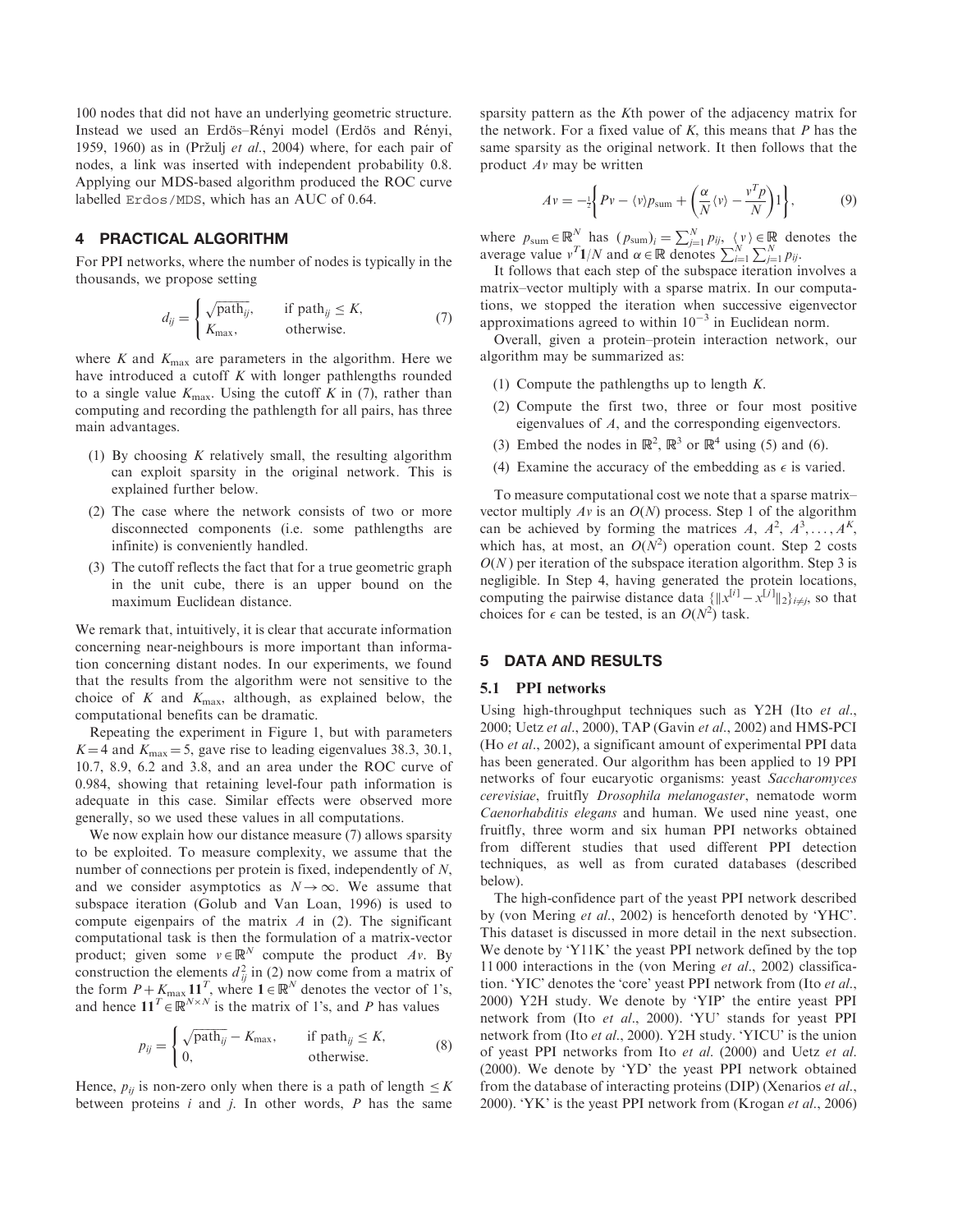100 nodes that did not have an underlying geometric structure. Instead we used an Erdös–Rényi model (Erdös and Rényi, 1959, 1960) as in (Pržulj *et al.*, 2004) where, for each pair of nodes, a link was inserted with independent probability 0.8. Applying our MDS-based algorithm produced the ROC curve labelled `Erdos/MDS`, which has an AUC of 0.64.

## 4 PRACTICAL ALGORITHM

For PPI networks, where the number of nodes is typically in the thousands, we propose setting

$$d_{ij} = \begin{cases} \sqrt{\text{path}_{ij}}, & \text{if } \text{path}_{ij} \leq K, \\ K_{\max}, & \text{otherwise.} \end{cases} \tag{7}$$

where $K$ and $K_{\max}$ are parameters in the algorithm. Here we have introduced a cutoff $K$ with longer pathlengths rounded to a single value $K_{\max}$. Using the cutoff $K$ in (7), rather than computing and recording the pathlength for all pairs, has three main advantages.

1. By choosing $K$ relatively small, the resulting algorithm can exploit sparsity in the original network. This is explained further below.
2. The case where the network consists of two or more disconnected components (i.e. some pathlengths are infinite) is conveniently handled.
3. The cutoff reflects the fact that for a true geometric graph in the unit cube, there is an upper bound on the maximum Euclidean distance.

We remark that, intuitively, it is clear that accurate information concerning near-neighbours is more important than information concerning distant nodes. In our experiments, we found that the results from the algorithm were not sensitive to the choice of $K$ and $K_{\max}$, although, as explained below, the computational benefits can be dramatic.

Repeating the experiment in Figure 1, but with parameters $K=4$ and $K_{\max}=5$, gave rise to leading eigenvalues 38.3, 30.1, 10.7, 8.9, 6.2 and 3.8, and an area under the ROC curve of 0.984, showing that retaining level-four path information is adequate in this case. Similar effects were observed more generally, so we used these values in all computations.

We now explain how our distance measure (7) allows sparsity to be exploited. To measure complexity, we assume that the number of connections per protein is fixed, independently of $N$, and we consider asymptotics as $N \to \infty$. We assume that subspace iteration (Golub and Van Loan, 1996) is used to compute eigenpairs of the matrix $A$ in (2). The significant computational task is then the formulation of a matrix-vector product; given some $v \in \mathbb{R}^N$ compute the product $Av$. By construction the elements $d_{ij}^2$ in (2) now come from a matrix of the form $P + K_{\max}\mathbf{1}\mathbf{1}^T$, where $\mathbf{1} \in \mathbb{R}^N$ denotes the vector of 1's, and hence $\mathbf{1}\mathbf{1}^T \in \mathbb{R}^{N\times N}$ is the matrix of 1's, and $P$ has values

$$p_{ij} = \begin{cases} \sqrt{\text{path}_{ij}} - K_{\max}, & \text{if } \text{path}_{ij} \leq K, \\ 0, & \text{otherwise.} \end{cases} \tag{8}$$

Hence, $p_{ij}$ is non-zero only when there is a path of length $\leq K$ between proteins $i$ and $j$. In other words, $P$ has the same sparsity pattern as the $K$th power of the adjacency matrix for the network. For a fixed value of $K$, this means that $P$ has the same sparsity as the original network. It then follows that the product $Av$ may be written

$$Av = -\tfrac{1}{2}\left\{ Pv - \langle v \rangle p_{\text{sum}} + \left( \frac{\alpha}{N}\langle v \rangle - \frac{v^T p}{N} \right) 1 \right\}, \tag{9}$$

where $p_{\text{sum}} \in \mathbb{R}^N$ has $(p_{\text{sum}})_i = \sum_{j=1}^N p_{ij}$, $\langle v \rangle \in \mathbb{R}$ denotes the average value $v^T\mathbf{1}/N$ and $\alpha \in \mathbb{R}$ denotes $\sum_{i=1}^N \sum_{j=1}^N p_{ij}$.

It follows that each step of the subspace iteration involves a matrix–vector multiply with a sparse matrix. In our computations, we stopped the iteration when successive eigenvector approximations agreed to within $10^{-3}$ in Euclidean norm.

Overall, given a protein–protein interaction network, our algorithm may be summarized as:

1. Compute the pathlengths up to length $K$.
2. Compute the first two, three or four most positive eigenvalues of $A$, and the corresponding eigenvectors.
3. Embed the nodes in $\mathbb{R}^2$, $\mathbb{R}^3$ or $\mathbb{R}^4$ using (5) and (6).
4. Examine the accuracy of the embedding as $\epsilon$ is varied.

To measure computational cost we note that a sparse matrix–vector multiply $Av$ is an $O(N)$ process. Step 1 of the algorithm can be achieved by forming the matrices $A$, $A^2$, $A^3, \ldots, A^K$, which has, at most, an $O(N^2)$ operation count. Step 2 costs $O(N)$ per iteration of the subspace iteration algorithm. Step 3 is negligible. In Step 4, having generated the protein locations, computing the pairwise distance data $\{\|x^{[i]} - x^{[j]}\|_2\}_{i \neq j}$, so that choices for $\epsilon$ can be tested, is an $O(N^2)$ task.

## 5 DATA AND RESULTS

### 5.1 PPI networks

Using high-throughput techniques such as Y2H (Ito *et al.*, 2000; Uetz *et al.*, 2000), TAP (Gavin *et al.*, 2002) and HMS-PCI (Ho *et al.*, 2002), a significant amount of experimental PPI data has been generated. Our algorithm has been applied to 19 PPI networks of four eucaryotic organisms: yeast *Saccharomyces cerevisiae*, fruitfly *Drosophila melanogaster*, nematode worm *Caenorhabditis elegans* and human. We used nine yeast, one fruitfly, three worm and six human PPI networks obtained from different studies that used different PPI detection techniques, as well as from curated databases (described below).

The high-confidence part of the yeast PPI network described by (von Mering *et al.*, 2002) is henceforth denoted by 'YHC'. This dataset is discussed in more detail in the next subsection. We denote by 'Y11K' the yeast PPI network defined by the top 11 000 interactions in the (von Mering *et al.*, 2002) classification. 'YIC' denotes the 'core' yeast PPI network from (Ito *et al.*, 2000) Y2H study. We denote by 'YIP' the entire yeast PPI network from (Ito *et al.*, 2000). 'YU' stands for yeast PPI network from (Ito *et al.*, 2000). Y2H study. 'YICU' is the union of yeast PPI networks from Ito *et al.* (2000) and Uetz *et al.* (2000). We denote by 'YD' the yeast PPI network obtained from the database of interacting proteins (DIP) (Xenarios *et al.*, 2000). 'YK' is the yeast PPI network from (Krogan *et al.*, 2006)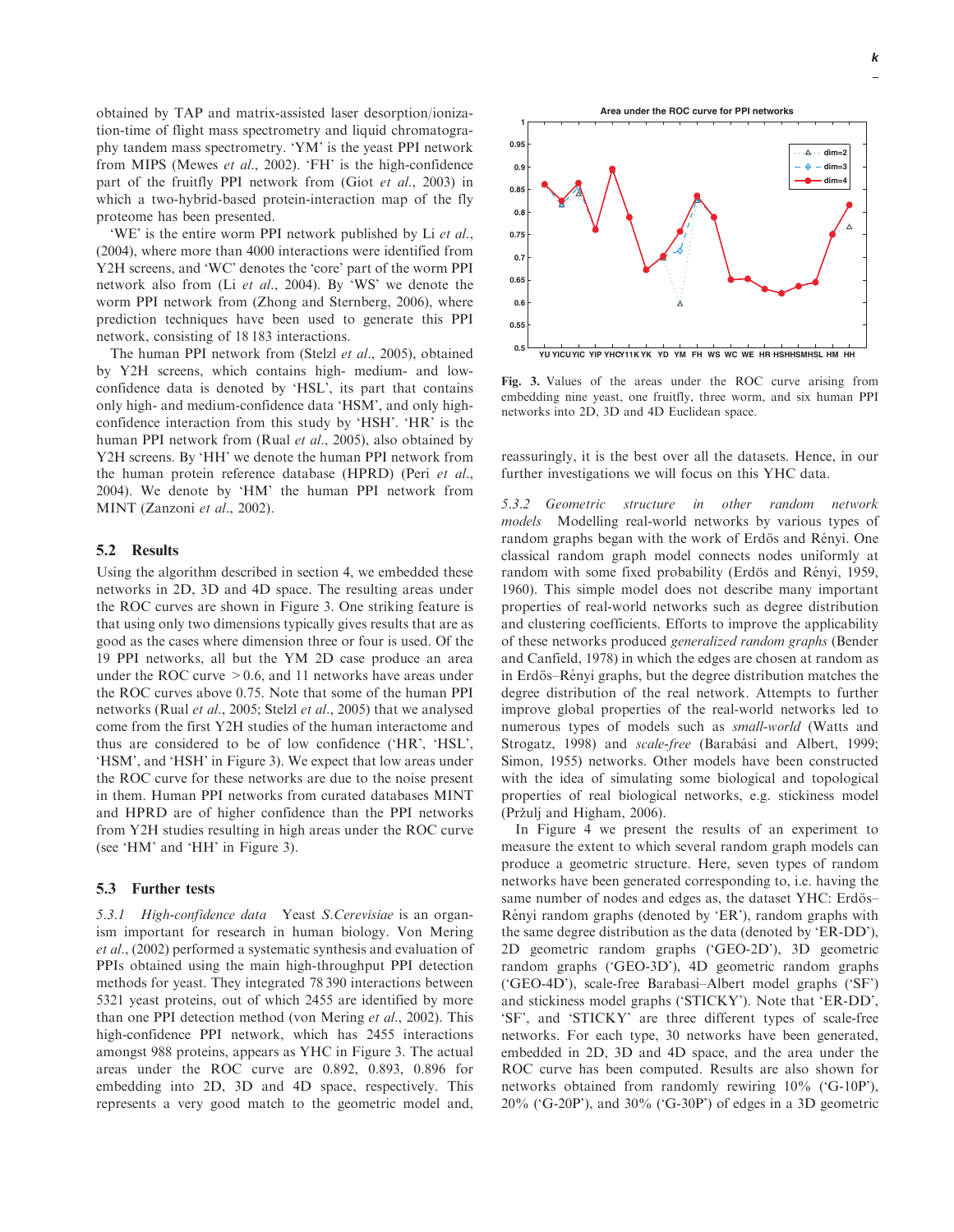obtained by TAP and matrix-assisted laser desorption/ionization-time of flight mass spectrometry and liquid chromatography tandem mass spectrometry. 'YM' is the yeast PPI network from MIPS (Mewes *et al.*, 2002). 'FH' is the high-confidence part of the fruitfly PPI network from (Giot *et al.*, 2003) in which a two-hybrid-based protein-interaction map of the fly proteome has been presented.

'WE' is the entire worm PPI network published by Li *et al.*, (2004), where more than 4000 interactions were identified from Y2H screens, and 'WC' denotes the 'core' part of the worm PPI network also from (Li *et al.*, 2004). By 'WS' we denote the worm PPI network from (Zhong and Sternberg, 2006), where prediction techniques have been used to generate this PPI network, consisting of 18 183 interactions.

The human PPI network from (Stelzl *et al.*, 2005), obtained by Y2H screens, which contains high- medium- and low-confidence data is denoted by 'HSL', its part that contains only high- and medium-confidence data 'HSM', and only high-confidence interaction from this study by 'HSH'. 'HR' is the human PPI network from (Rual *et al.*, 2005), also obtained by Y2H screens. By 'HH' we denote the human PPI network from the human protein reference database (HPRD) (Peri *et al.*, 2004). We denote by 'HM' the human PPI network from MINT (Zanzoni *et al.*, 2002).

## 5.2 Results

Using the algorithm described in section 4, we embedded these networks in 2D, 3D and 4D space. The resulting areas under the ROC curves are shown in Figure 3. One striking feature is that using only two dimensions typically gives results that are as good as the cases where dimension three or four is used. Of the 19 PPI networks, all but the YM 2D case produce an area under the ROC curve $>0.6$, and 11 networks have areas under the ROC curves above 0.75. Note that some of the human PPI networks (Rual *et al.*, 2005; Stelzl *et al.*, 2005) that we analysed come from the first Y2H studies of the human interactome and thus are considered to be of low confidence ('HR', 'HSL', 'HSM', and 'HSH' in Figure 3). We expect that low areas under the ROC curve for these networks are due to the noise present in them. Human PPI networks from curated databases MINT and HPRD are of higher confidence than the PPI networks from Y2H studies resulting in high areas under the ROC curve (see 'HM' and 'HH' in Figure 3).

## 5.3 Further tests

*5.3.1 High-confidence data* Yeast *S.Cerevisiae* is an organism important for research in human biology. Von Mering *et al.*, (2002) performed a systematic synthesis and evaluation of PPIs obtained using the main high-throughput PPI detection methods for yeast. They integrated 78 390 interactions between 5321 yeast proteins, out of which 2455 are identified by more than one PPI detection method (von Mering *et al.*, 2002). This high-confidence PPI network, which has 2455 interactions amongst 988 proteins, appears as YHC in Figure 3. The actual areas under the ROC curve are 0.892, 0.893, 0.896 for embedding into 2D, 3D and 4D space, respectively. This represents a very good match to the geometric model and, reassuringly, it is the best over all the datasets. Hence, in our further investigations we will focus on this YHC data.

**Fig. 3.** Values of the areas under the ROC curve arising from embedding nine yeast, one fruitfly, three worm, and six human PPI networks into 2D, 3D and 4D Euclidean space.

*5.3.2 Geometric structure in other random network models* Modelling real-world networks by various types of random graphs began with the work of Erdös and Rényi. One classical random graph model connects nodes uniformly at random with some fixed probability (Erdös and Rényi, 1959, 1960). This simple model does not describe many important properties of real-world networks such as degree distribution and clustering coefficients. Efforts to improve the applicability of these networks produced *generalized random graphs* (Bender and Canfield, 1978) in which the edges are chosen at random as in Erdös–Rényi graphs, but the degree distribution matches the degree distribution of the real network. Attempts to further improve global properties of the real-world networks led to numerous types of models such as *small-world* (Watts and Strogatz, 1998) and *scale-free* (Barabási and Albert, 1999; Simon, 1955) networks. Other models have been constructed with the idea of simulating some biological and topological properties of real biological networks, e.g. stickiness model (Pržulj and Higham, 2006).

In Figure 4 we present the results of an experiment to measure the extent to which several random graph models can produce a geometric structure. Here, seven types of random networks have been generated corresponding to, i.e. having the same number of nodes and edges as, the dataset YHC: Erdös–Rényi random graphs (denoted by 'ER'), random graphs with the same degree distribution as the data (denoted by 'ER-DD'), 2D geometric random graphs ('GEO-2D'), 3D geometric random graphs ('GEO-3D'), 4D geometric random graphs ('GEO-4D'), scale-free Barabasi–Albert model graphs ('SF') and stickiness model graphs ('STICKY'). Note that 'ER-DD', 'SF', and 'STICKY' are three different types of scale-free networks. For each type, 30 networks have been generated, embedded in 2D, 3D and 4D space, and the area under the ROC curve has been computed. Results are also shown for networks obtained from randomly rewiring 10% ('G-10P'), 20% ('G-20P'), and 30% ('G-30P') of edges in a 3D geometric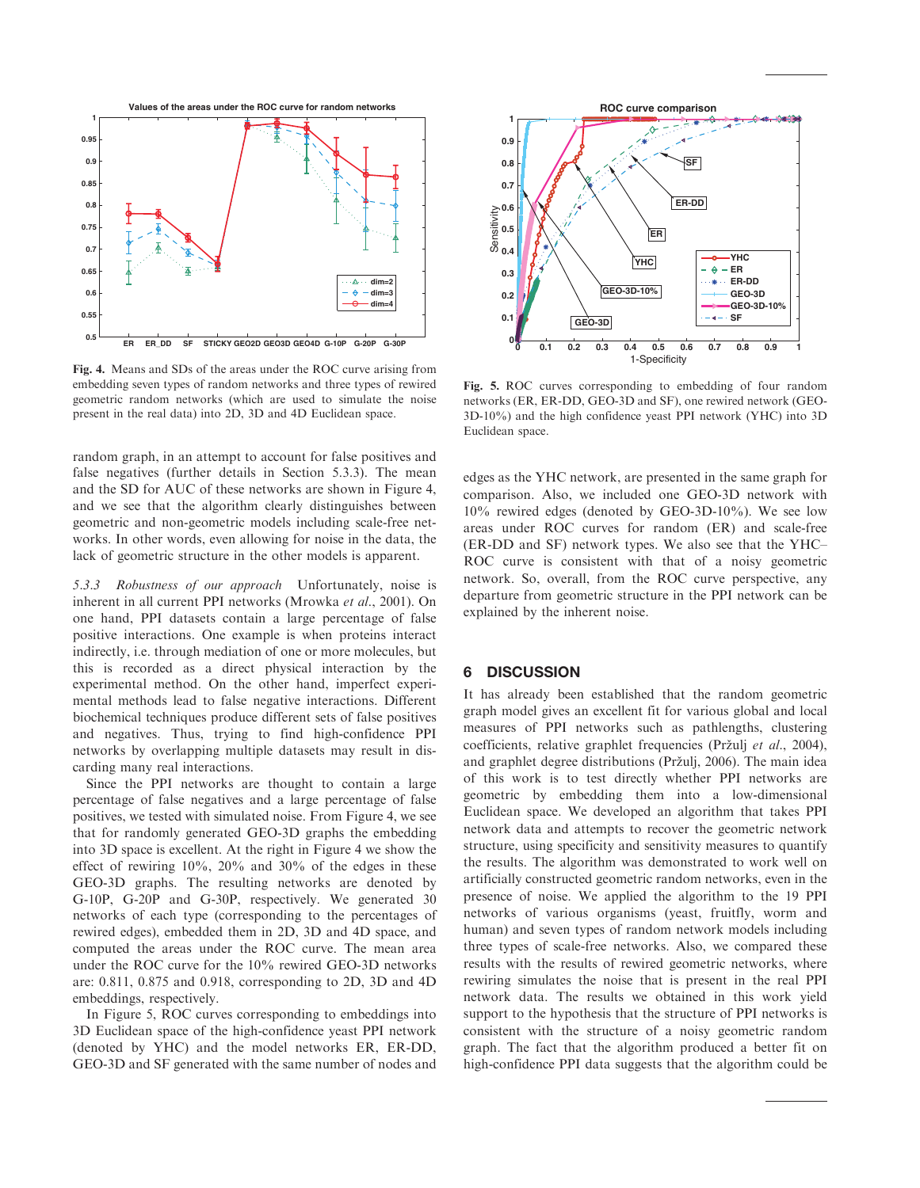Fig. 4. Means and SDs of the areas under the ROC curve arising from embedding seven types of random networks and three types of rewired geometric random networks (which are used to simulate the noise present in the real data) into 2D, 3D and 4D Euclidean space.

Fig. 5. ROC curves corresponding to embedding of four random networks (ER, ER-DD, GEO-3D and SF), one rewired network (GEO-3D-10%) and the high confidence yeast PPI network (YHC) into 3D Euclidean space.

random graph, in an attempt to account for false positives and false negatives (further details in Section 5.3.3). The mean and the SD for AUC of these networks are shown in Figure 4, and we see that the algorithm clearly distinguishes between geometric and non-geometric models including scale-free networks. In other words, even allowing for noise in the data, the lack of geometric structure in the other models is apparent.

*5.3.3 Robustness of our approach* Unfortunately, noise is inherent in all current PPI networks (Mrowka *et al.*, 2001). On one hand, PPI datasets contain a large percentage of false positive interactions. One example is when proteins interact indirectly, i.e. through mediation of one or more molecules, but this is recorded as a direct physical interaction by the experimental method. On the other hand, imperfect experimental methods lead to false negative interactions. Different biochemical techniques produce different sets of false positives and negatives. Thus, trying to find high-confidence PPI networks by overlapping multiple datasets may result in discarding many real interactions.

Since the PPI networks are thought to contain a large percentage of false negatives and a large percentage of false positives, we tested with simulated noise. From Figure 4, we see that for randomly generated GEO-3D graphs the embedding into 3D space is excellent. At the right in Figure 4 we show the effect of rewiring 10%, 20% and 30% of the edges in these GEO-3D graphs. The resulting networks are denoted by G-10P, G-20P and G-30P, respectively. We generated 30 networks of each type (corresponding to the percentages of rewired edges), embedded them in 2D, 3D and 4D space, and computed the areas under the ROC curve. The mean area under the ROC curve for the 10% rewired GEO-3D networks are: 0.811, 0.875 and 0.918, corresponding to 2D, 3D and 4D embeddings, respectively.

In Figure 5, ROC curves corresponding to embeddings into 3D Euclidean space of the high-confidence yeast PPI network (denoted by YHC) and the model networks ER, ER-DD, GEO-3D and SF generated with the same number of nodes and edges as the YHC network, are presented in the same graph for comparison. Also, we included one GEO-3D network with 10% rewired edges (denoted by GEO-3D-10%). We see low areas under ROC curves for random (ER) and scale-free (ER-DD and SF) network types. We also see that the YHC–ROC curve is consistent with that of a noisy geometric network. So, overall, from the ROC curve perspective, any departure from geometric structure in the PPI network can be explained by the inherent noise.

## 6 DISCUSSION

It has already been established that the random geometric graph model gives an excellent fit for various global and local measures of PPI networks such as pathlengths, clustering coefficients, relative graphlet frequencies (Pržulj *et al.*, 2004), and graphlet degree distributions (Pržulj, 2006). The main idea of this work is to test directly whether PPI networks are geometric by embedding them into a low-dimensional Euclidean space. We developed an algorithm that takes PPI network data and attempts to recover the geometric network structure, using specificity and sensitivity measures to quantify the results. The algorithm was demonstrated to work well on artificially constructed geometric random networks, even in the presence of noise. We applied the algorithm to the 19 PPI networks of various organisms (yeast, fruitfly, worm and human) and seven types of random network models including three types of scale-free networks. Also, we compared these results with the results of rewired geometric networks, where rewiring simulates the noise that is present in the real PPI network data. The results we obtained in this work yield support to the hypothesis that the structure of PPI networks is consistent with the structure of a noisy geometric random graph. The fact that the algorithm produced a better fit on high-confidence PPI data suggests that the algorithm could be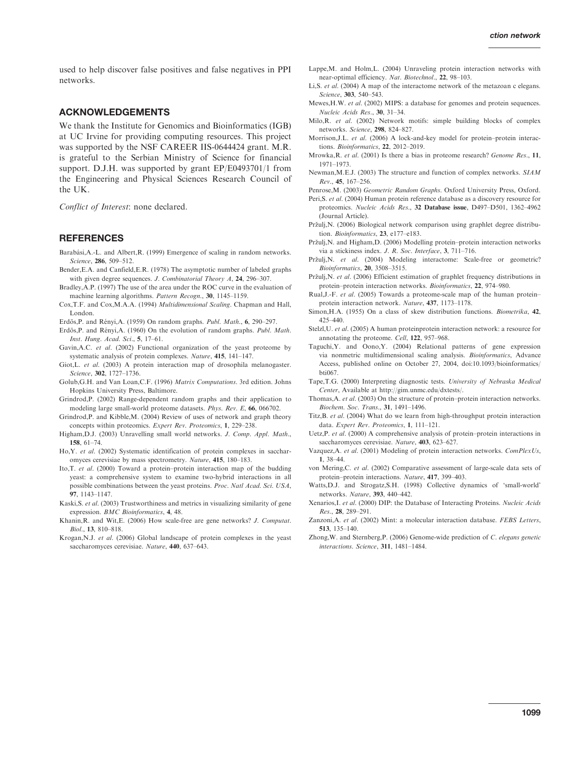used to help discover false positives and false negatives in PPI networks.

## ACKNOWLEDGEMENTS

We thank the Institute for Genomics and Bioinformatics (IGB) at UC Irvine for providing computing resources. This project was supported by the NSF CAREER IIS-0644424 grant. M.R. is grateful to the Serbian Ministry of Science for financial support. D.J.H. was supported by grant EP/E0493701/1 from the Engineering and Physical Sciences Research Council of the UK.

*Conflict of Interest*: none declared.

## REFERENCES

Barabási,A.-L. and Albert,R. (1999) Emergence of scaling in random networks. *Science*, **286**, 509–512.

Bender,E.A. and Canfield,E.R. (1978) The asymptotic number of labeled graphs with given degree sequences. *J. Combinatorial Theory A*, **24**, 296–307.

Bradley,A.P. (1997) The use of the area under the ROC curve in the evaluation of machine learning algorithms. *Pattern Recogn.*, **30**, 1145–1159.

Cox,T.F. and Cox,M.A.A. (1994) *Multidimensional Scaling*. Chapman and Hall, London.

Erdös,P. and Rényi,A. (1959) On random graphs. *Publ. Math.*, **6**, 290–297.

Erdös,P. and Rényi,A. (1960) On the evolution of random graphs. *Publ. Math. Inst. Hung. Acad. Sci.*, **5**, 17–61.

Gavin,A.C. *et al*. (2002) Functional organization of the yeast proteome by systematic analysis of protein complexes. *Nature*, **415**, 141–147.

Giot,L. *et al*. (2003) A protein interaction map of drosophila melanogaster. *Science*, **302**, 1727–1736.

Golub,G.H. and Van Loan,C.F. (1996) *Matrix Computations*. 3rd edition. Johns Hopkins University Press, Baltimore.

Grindrod,P. (2002) Range-dependent random graphs and their application to modeling large small-world proteome datasets. *Phys. Rev. E*, **66**, 066702.

Grindrod,P. and Kibble,M. (2004) Review of uses of network and graph theory concepts within proteomics. *Expert Rev. Proteomics*, **1**, 229–238.

Higham,D.J. (2003) Unravelling small world networks. *J. Comp. Appl. Math.*, **158**, 61–74.

Ho,Y. *et al*. (2002) Systematic identification of protein complexes in saccharomyces cerevisiae by mass spectrometry. *Nature*, **415**, 180–183.

Ito,T. *et al*. (2000) Toward a protein–protein interaction map of the budding yeast: a comprehensive system to examine two-hybrid interactions in all possible combinations between the yeast proteins. *Proc. Natl Acad. Sci. USA*, **97**, 1143–1147.

Kaski,S. *et al*. (2003) Trustworthiness and metrics in visualizing similarity of gene expression. *BMC Bioinformatics*, **4**, 48.

Khanin,R. and Wit,E. (2006) How scale-free are gene networks? *J. Computat. Biol.*, **13**, 810–818.

Krogan,N.J. *et al*. (2006) Global landscape of protein complexes in the yeast saccharomyces cerevisiae. *Nature*, **440**, 637–643.

Lappe,M. and Holm,L. (2004) Unraveling protein interaction networks with near-optimal efficiency. *Nat. Biotechnol.*, **22**, 98–103.

Li,S. *et al*. (2004) A map of the interactome network of the metazoan c elegans. *Science*, **303**, 540–543.

Mewes,H.W. *et al*. (2002) MIPS: a database for genomes and protein sequences. *Nucleic Acids Res.*, **30**, 31–34.

Milo,R. *et al*. (2002) Network motifs: simple building blocks of complex networks. *Science*, **298**, 824–827.

Morrison,J.L. *et al*. (2006) A lock-and-key model for protein–protein interactions. *Bioinformatics*, **22**, 2012–2019.

Mrowka,R. *et al*. (2001) Is there a bias in proteome research? *Genome Res.*, **11**, 1971–1973.

Newman,M.E.J. (2003) The structure and function of complex networks. *SIAM Rev.*, **45**, 167–256.

Penrose,M. (2003) *Geometric Random Graphs*. Oxford University Press, Oxford.

Peri,S. *et al*. (2004) Human protein reference database as a discovery resource for proteomics. *Nucleic Acids Res.*, **32 Database issue**, D497–D501, 1362–4962 (Journal Article).

Pržulj,N. (2006) Biological network comparison using graphlet degree distribution. *Bioinformatics*, **23**, e177–e183.

Pržulj,N. and Higham,D. (2006) Modelling protein–protein interaction networks via a stickiness index. *J. R. Soc. Interface*, **3**, 711–716.

Pržulj,N. *et al*. (2004) Modeling interactome: Scale-free or geometric? *Bioinformatics*, **20**, 3508–3515.

Pržulj,N. *et al*. (2006) Efficient estimation of graphlet frequency distributions in protein–protein interaction networks. *Bioinformatics*, **22**, 974–980.

Rual,J.-F. *et al*. (2005) Towards a proteome-scale map of the human protein–protein interaction network. *Nature*, **437**, 1173–1178.

Simon,H.A. (1955) On a class of skew distribution functions. *Biometrika*, **42**, 425–440.

Stelzl,U. *et al*. (2005) A human proteinprotein interaction network: a resource for annotating the proteome. *Cell*, **122**, 957–968.

Taguchi,Y. and Oono,Y. (2004) Relational patterns of gene expression via nonmetric multidimensional scaling analysis. *Bioinformatics*, Advance Access, published online on October 27, 2004, doi:10.1093/bioinformatics/bti067.

Tape,T.G. (2000) Interpreting diagnostic tests. *University of Nebraska Medical Center*, Available at http://gim.unmc.edu/dxtests/.

Thomas,A. *et al*. (2003) On the structure of protein–protein interaction networks. *Biochem. Soc. Trans.*, **31**, 1491–1496.

Titz,B. *et al*. (2004) What do we learn from high-throughput protein interaction data. *Expert Rev. Proteomics*, **1**, 111–121.

Uetz,P. *et al*. (2000) A comprehensive analysis of protein–protein interactions in saccharomyces cerevisiae. *Nature*, **403**, 623–627.

Vazquez,A. *et al*. (2001) Modeling of protein interaction networks. *ComPlexUs*, **1**, 38–44.

von Mering,C. *et al*. (2002) Comparative assessment of large-scale data sets of protein–protein interactions. *Nature*, **417**, 399–403.

Watts,D.J. and Strogatz,S.H. (1998) Collective dynamics of 'small-world' networks. *Nature*, **393**, 440–442.

Xenarios,I. *et al*. (2000) DIP: the Database of Interacting Proteins. *Nucleic Acids Res.*, **28**, 289–291.

Zanzoni,A. *et al*. (2002) Mint: a molecular interaction database. *FEBS Letters*, **513**, 135–140.

Zhong,W. and Sternberg,P. (2006) Genome-wide prediction of *C. elegans genetic interactions*. *Science*, **311**, 1481–1484.